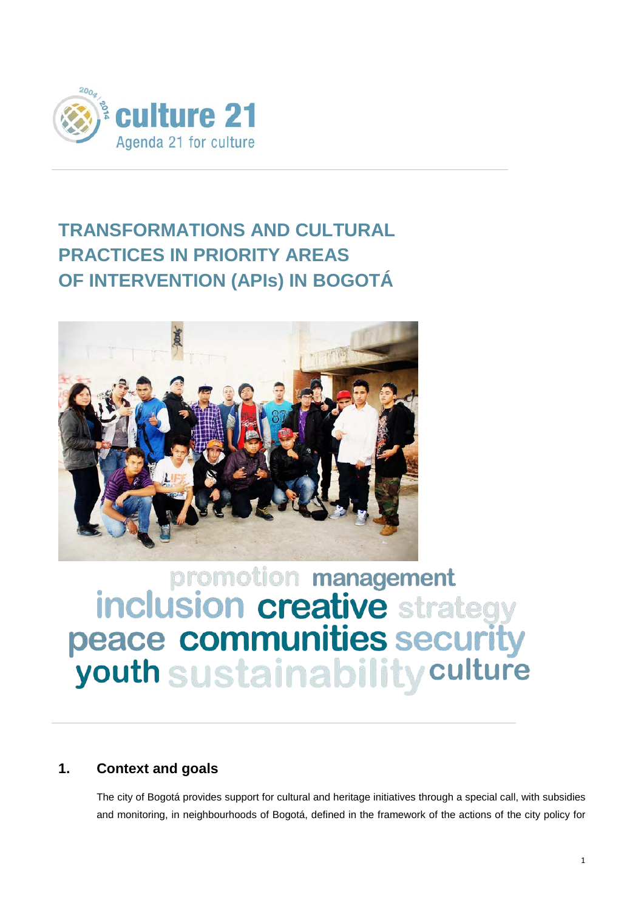culture 21

Agenda 21 for culture

# TRANSFORMATIONS AND CULTURAL PRACTICES IN PRIORITY AREAS OF INTERVENTION (APIs) IN BOGOTÁ

promotion management inclusion creative strategy peace communities security youth sustainability culture

## 1. Context and goals

The city of Bogotá provides support for cultural and heritage initiatives through a special call, with subsidies and monitoring, in neighbourhoods of Bogotá, defined in the framework of the actions of the city policy for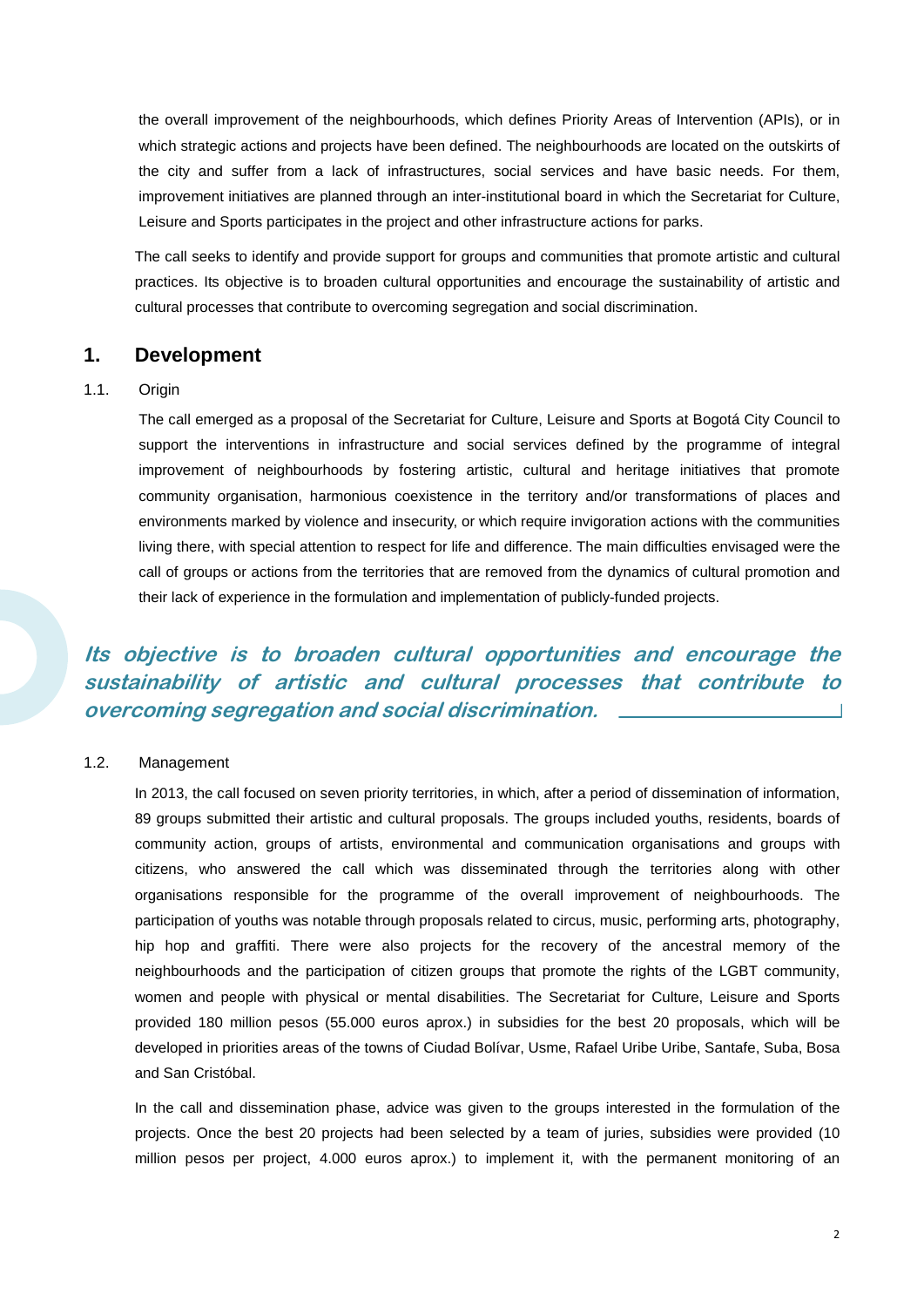the overall improvement of the neighbourhoods, which defines Priority Areas of Intervention (APIs), or in which strategic actions and projects have been defined. The neighbourhoods are located on the outskirts of the city and suffer from a lack of infrastructures, social services and have basic needs. For them, improvement initiatives are planned through an inter-institutional board in which the Secretariat for Culture, Leisure and Sports participates in the project and other infrastructure actions for parks.

The call seeks to identify and provide support for groups and communities that promote artistic and cultural practices. Its objective is to broaden cultural opportunities and encourage the sustainability of artistic and cultural processes that contribute to overcoming segregation and social discrimination.

## 1. Development

### 1.1. Origin

The call emerged as a proposal of the Secretariat for Culture, Leisure and Sports at Bogotá City Council to support the interventions in infrastructure and social services defined by the programme of integral improvement of neighbourhoods by fostering artistic, cultural and heritage initiatives that promote community organisation, harmonious coexistence in the territory and/or transformations of places and environments marked by violence and insecurity, or which require invigoration actions with the communities living there, with special attention to respect for life and difference. The main difficulties envisaged were the call of groups or actions from the territories that are removed from the dynamics of cultural promotion and their lack of experience in the formulation and implementation of publicly-funded projects.

***Its objective is to broaden cultural opportunities and encourage the sustainability of artistic and cultural processes that contribute to overcoming segregation and social discrimination.***

### 1.2. Management

In 2013, the call focused on seven priority territories, in which, after a period of dissemination of information, 89 groups submitted their artistic and cultural proposals. The groups included youths, residents, boards of community action, groups of artists, environmental and communication organisations and groups with citizens, who answered the call which was disseminated through the territories along with other organisations responsible for the programme of the overall improvement of neighbourhoods. The participation of youths was notable through proposals related to circus, music, performing arts, photography, hip hop and graffiti. There were also projects for the recovery of the ancestral memory of the neighbourhoods and the participation of citizen groups that promote the rights of the LGBT community, women and people with physical or mental disabilities. The Secretariat for Culture, Leisure and Sports provided 180 million pesos (55.000 euros aprox.) in subsidies for the best 20 proposals, which will be developed in priorities areas of the towns of Ciudad Bolívar, Usme, Rafael Uribe Uribe, Santafe, Suba, Bosa and San Cristóbal.

In the call and dissemination phase, advice was given to the groups interested in the formulation of the projects. Once the best 20 projects had been selected by a team of juries, subsidies were provided (10 million pesos per project, 4.000 euros aprox.) to implement it, with the permanent monitoring of an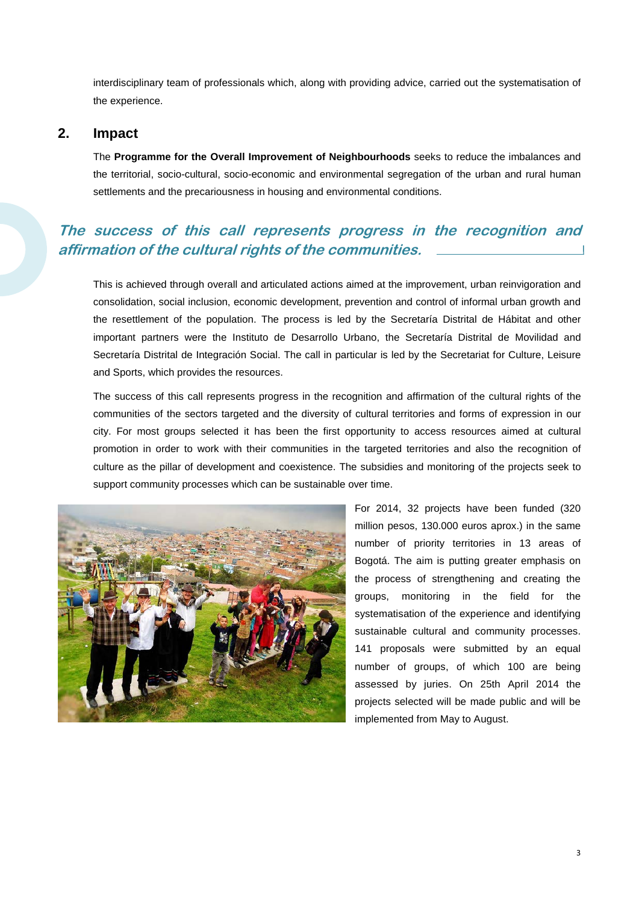interdisciplinary team of professionals which, along with providing advice, carried out the systematisation of the experience.

## 2. Impact

The **Programme for the Overall Improvement of Neighbourhoods** seeks to reduce the imbalances and the territorial, socio-cultural, socio-economic and environmental segregation of the urban and rural human settlements and the precariousness in housing and environmental conditions.

***The success of this call represents progress in the recognition and affirmation of the cultural rights of the communities.***

This is achieved through overall and articulated actions aimed at the improvement, urban reinvigoration and consolidation, social inclusion, economic development, prevention and control of informal urban growth and the resettlement of the population. The process is led by the Secretaría Distrital de Hábitat and other important partners were the Instituto de Desarrollo Urbano, the Secretaría Distrital de Movilidad and Secretaría Distrital de Integración Social. The call in particular is led by the Secretariat for Culture, Leisure and Sports, which provides the resources.

The success of this call represents progress in the recognition and affirmation of the cultural rights of the communities of the sectors targeted and the diversity of cultural territories and forms of expression in our city. For most groups selected it has been the first opportunity to access resources aimed at cultural promotion in order to work with their communities in the targeted territories and also the recognition of culture as the pillar of development and coexistence. The subsidies and monitoring of the projects seek to support community processes which can be sustainable over time.

For 2014, 32 projects have been funded (320 million pesos, 130.000 euros aprox.) in the same number of priority territories in 13 areas of Bogotá. The aim is putting greater emphasis on the process of strengthening and creating the groups, monitoring in the field for the systematisation of the experience and identifying sustainable cultural and community processes. 141 proposals were submitted by an equal number of groups, of which 100 are being assessed by juries. On 25th April 2014 the projects selected will be made public and will be implemented from May to August.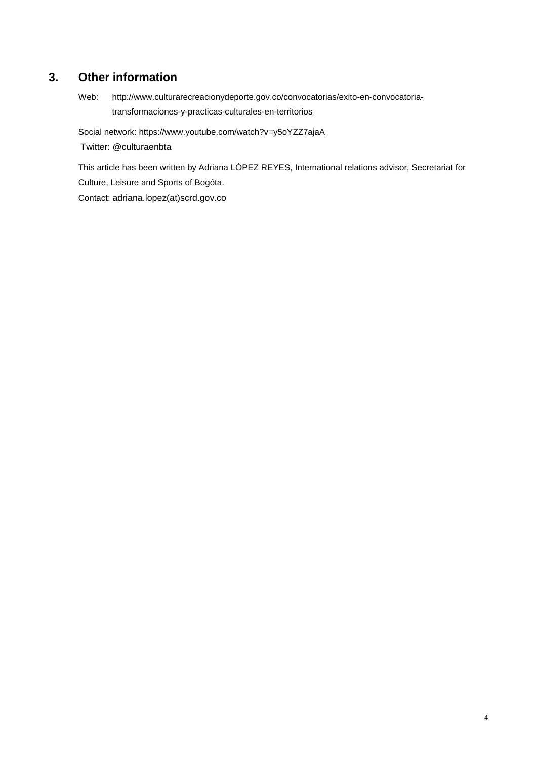## 3. Other information

Web: http://www.culturarecreacionydeporte.gov.co/convocatorias/exito-en-convocatoria-transformaciones-y-practicas-culturales-en-territorios

Social network: https://www.youtube.com/watch?v=y5oYZZ7ajaA

Twitter: @culturaenbta

This article has been written by Adriana LÓPEZ REYES, International relations advisor, Secretariat for Culture, Leisure and Sports of Bogóta.

Contact: adriana.lopez(at)scrd.gov.co